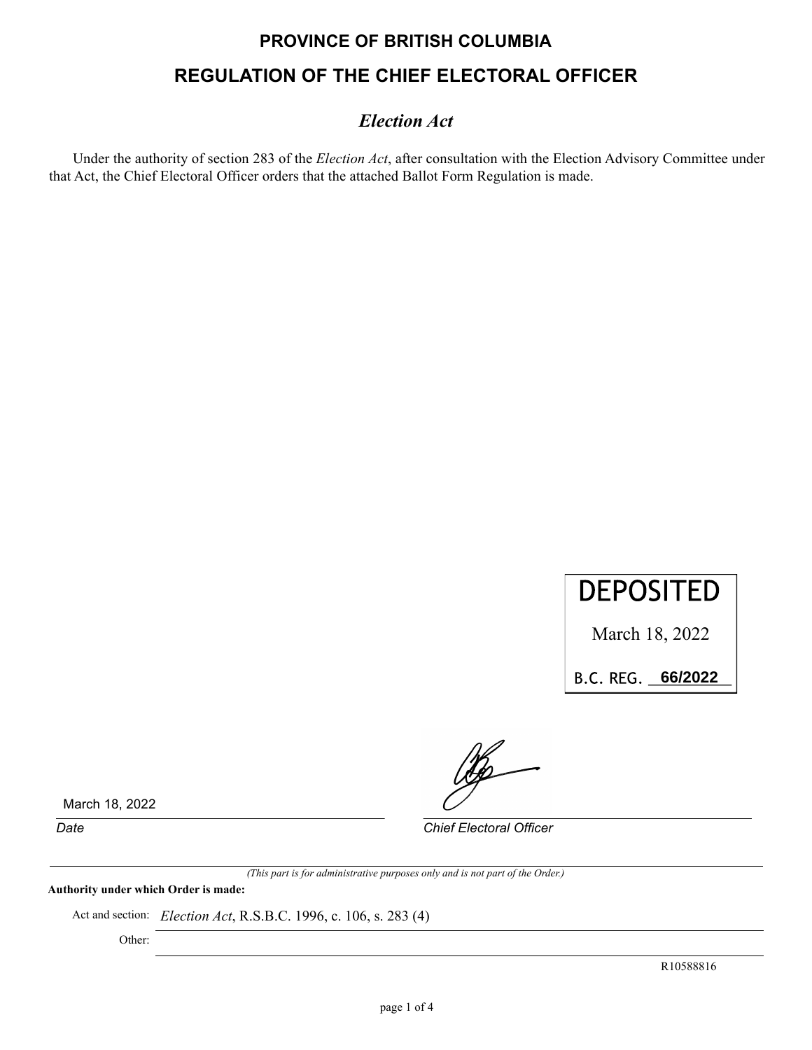# PROVINCE OF BRITISH COLUMBIA

## REGULATION OF THE CHIEF ELECTORAL OFFICER

### *Election Act*

Under the authority of section 283 of the *Election Act*, after consultation with the Election Advisory Committee under that Act, the Chief Electoral Officer orders that the attached Ballot Form Regulation is made.

DEPOSITED

March 18, 2022

B.C. REG. 66/2022

March 18, 2022

*Date*

*Chief Electoral Officer*

*(This part is for administrative purposes only and is not part of the Order.)*

**Authority under which Order is made:**

Act and section: *Election Act*, R.S.B.C. 1996, c. 106, s. 283 (4)

Other:

R10588816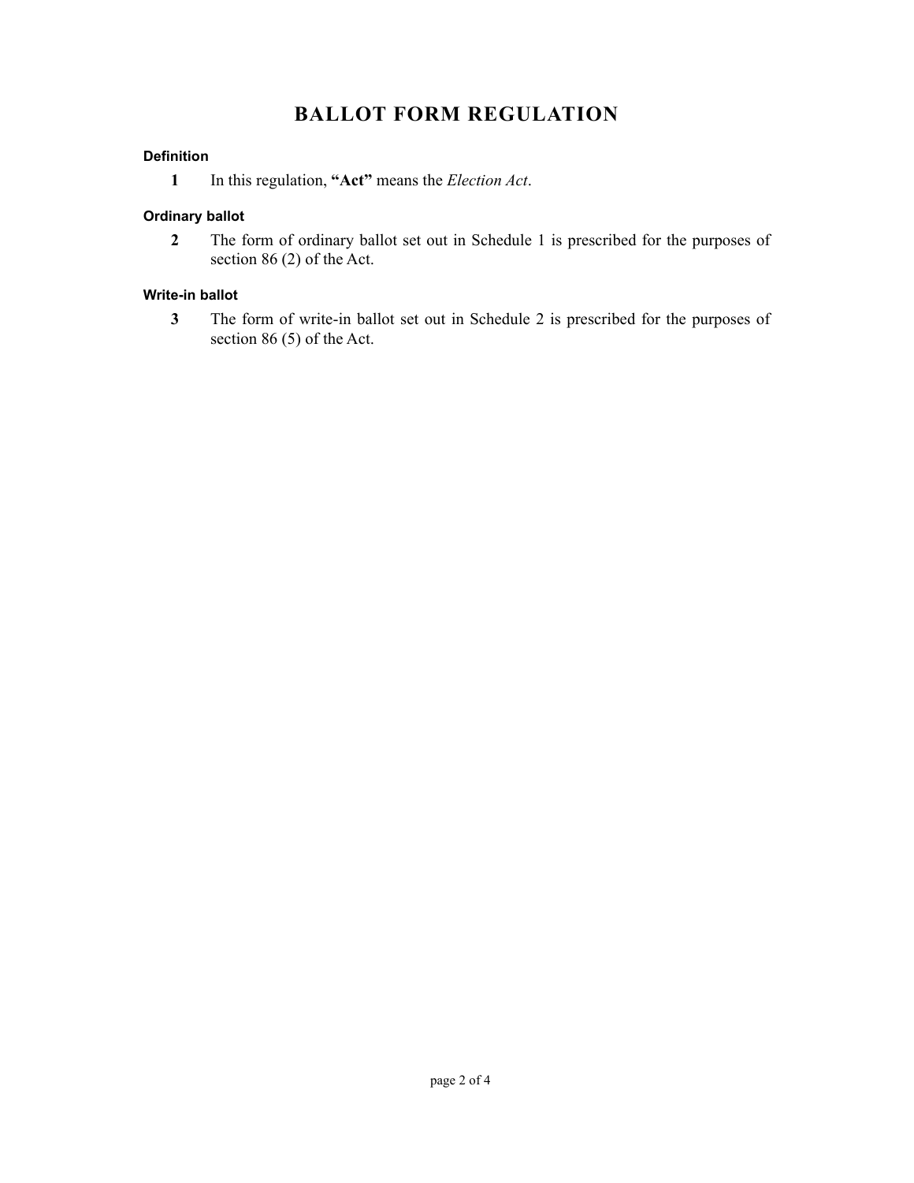# BALLOT FORM REGULATION

#### Definition

**1** In this regulation, **"Act"** means the *Election Act*.

#### Ordinary ballot

**2** The form of ordinary ballot set out in Schedule 1 is prescribed for the purposes of section 86 (2) of the Act.

#### Write-in ballot

**3** The form of write-in ballot set out in Schedule 2 is prescribed for the purposes of section 86 (5) of the Act.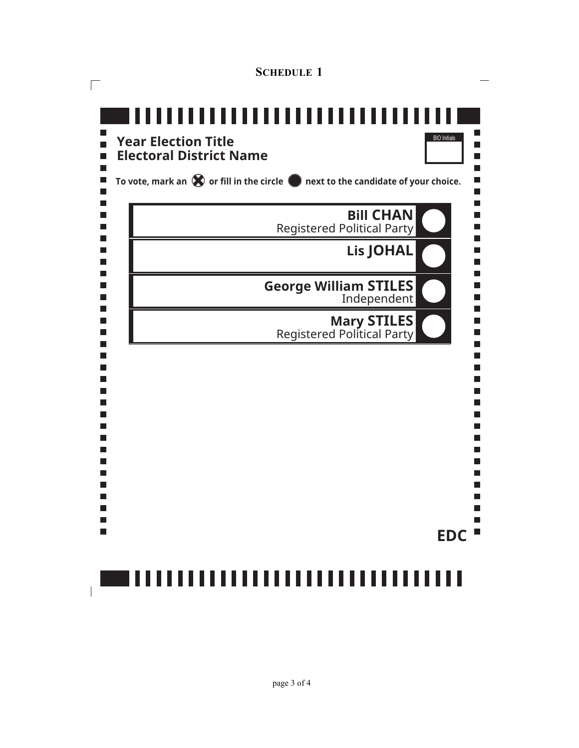**SCHEDULE 1**

**Year Election Title**
**Electoral District Name**

BIO Initials

**To vote, mark an ⊗ or fill in the circle ● next to the candidate of your choice.**

| Candidate | |
|---|---|
| **Bill CHAN**<br>Registered Political Party | ○ |
| **Lis JOHAL** | ○ |
| **George William STILES**<br>Independent | ○ |
| **Mary STILES**<br>Registered Political Party | ○ |

**EDC**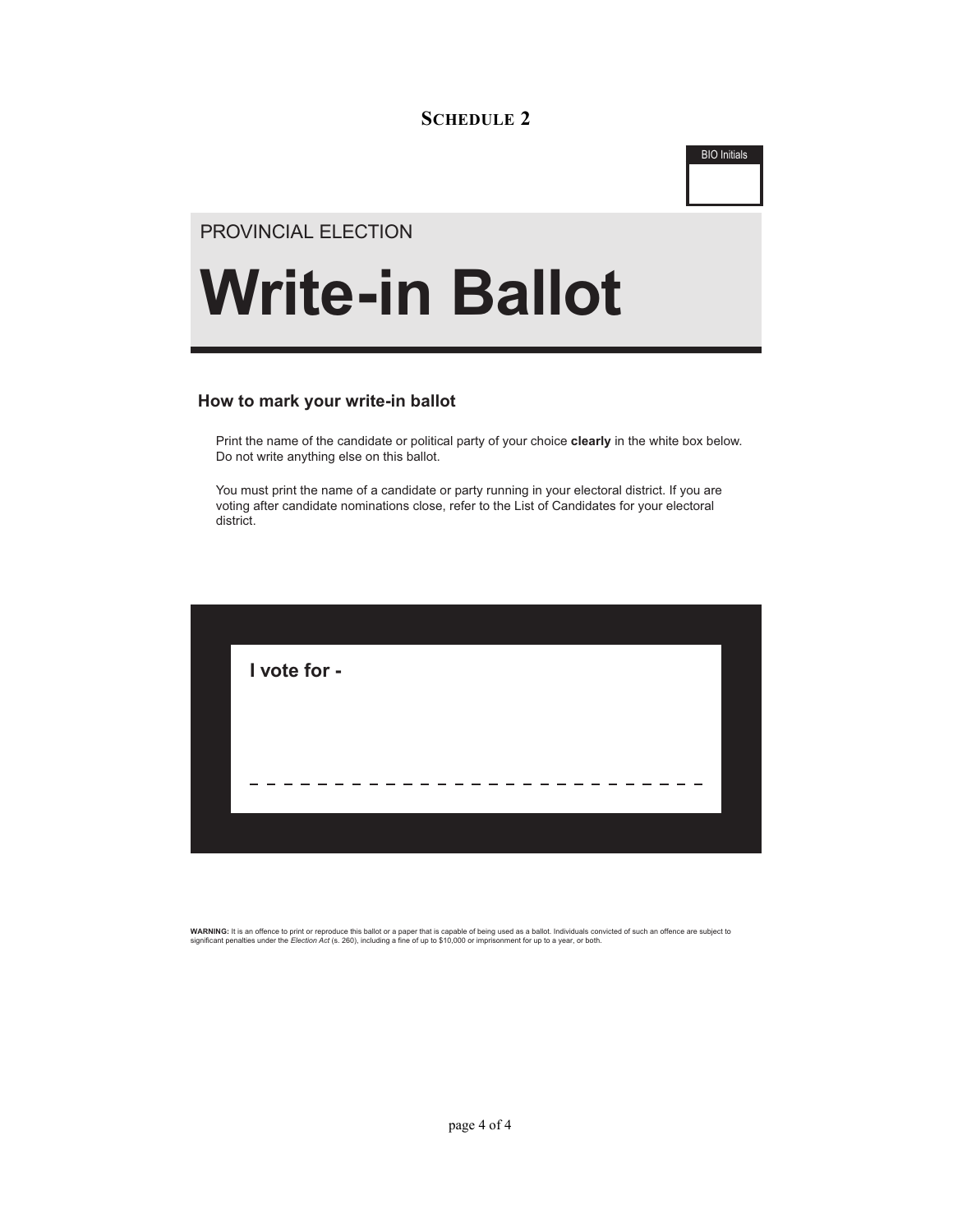## Schedule 2

BIO Initials

PROVINCIAL ELECTION

# Write-in Ballot

### How to mark your write-in ballot

Print the name of the candidate or political party of your choice **clearly** in the white box below. Do not write anything else on this ballot.

You must print the name of a candidate or party running in your electoral district. If you are voting after candidate nominations close, refer to the List of Candidates for your electoral district.

**I vote for -**

_ _ _ _ _ _ _ _ _ _ _ _ _ _ _ _ _ _ _ _ _ _ _ _ _ _ _ _ _

**WARNING:** It is an offence to print or reproduce this ballot or a paper that is capable of being used as a ballot. Individuals convicted of such an offence are subject to significant penalties under the *Election Act* (s. 260), including a fine of up to $10,000 or imprisonment for up to a year, or both.